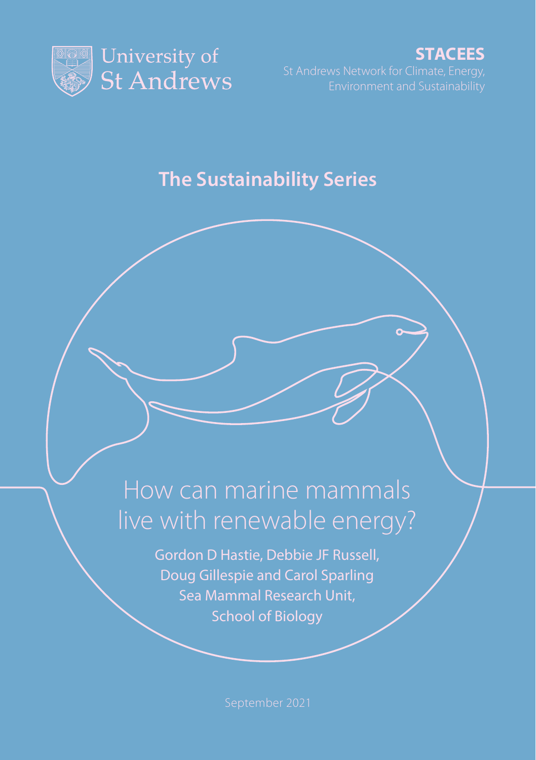University of St Andrews

**STACEES**
St Andrews Network for Climate, Energy, Environment and Sustainability

**The Sustainability Series**

# How can marine mammals live with renewable energy?

Gordon D Hastie, Debbie JF Russell, Doug Gillespie and Carol Sparling
Sea Mammal Research Unit, School of Biology

September 2021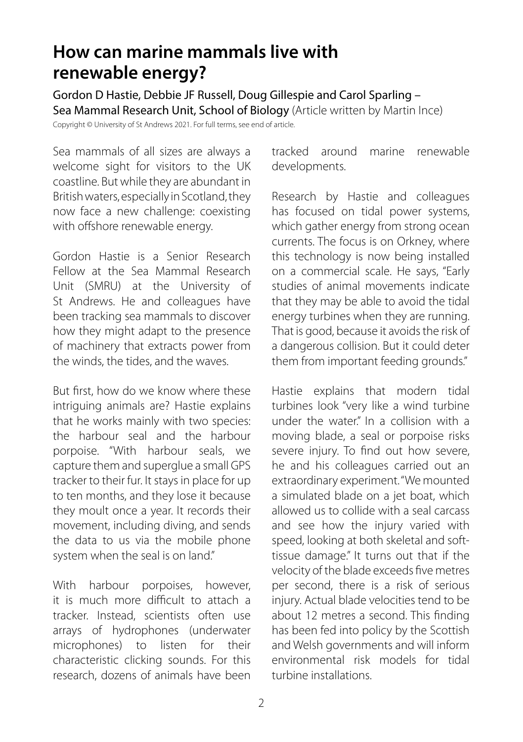# How can marine mammals live with renewable energy?

Gordon D Hastie, Debbie JF Russell, Doug Gillespie and Carol Sparling – Sea Mammal Research Unit, School of Biology (Article written by Martin Ince)

Copyright © University of St Andrews 2021. For full terms, see end of article.

Sea mammals of all sizes are always a welcome sight for visitors to the UK coastline. But while they are abundant in British waters, especially in Scotland, they now face a new challenge: coexisting with offshore renewable energy.

Gordon Hastie is a Senior Research Fellow at the Sea Mammal Research Unit (SMRU) at the University of St Andrews. He and colleagues have been tracking sea mammals to discover how they might adapt to the presence of machinery that extracts power from the winds, the tides, and the waves.

But first, how do we know where these intriguing animals are? Hastie explains that he works mainly with two species: the harbour seal and the harbour porpoise. "With harbour seals, we capture them and superglue a small GPS tracker to their fur. It stays in place for up to ten months, and they lose it because they moult once a year. It records their movement, including diving, and sends the data to us via the mobile phone system when the seal is on land."

With harbour porpoises, however, it is much more difficult to attach a tracker. Instead, scientists often use arrays of hydrophones (underwater microphones) to listen for their characteristic clicking sounds. For this research, dozens of animals have been tracked around marine renewable developments.

Research by Hastie and colleagues has focused on tidal power systems, which gather energy from strong ocean currents. The focus is on Orkney, where this technology is now being installed on a commercial scale. He says, "Early studies of animal movements indicate that they may be able to avoid the tidal energy turbines when they are running. That is good, because it avoids the risk of a dangerous collision. But it could deter them from important feeding grounds."

Hastie explains that modern tidal turbines look "very like a wind turbine under the water." In a collision with a moving blade, a seal or porpoise risks severe injury. To find out how severe, he and his colleagues carried out an extraordinary experiment. "We mounted a simulated blade on a jet boat, which allowed us to collide with a seal carcass and see how the injury varied with speed, looking at both skeletal and soft-tissue damage." It turns out that if the velocity of the blade exceeds five metres per second, there is a risk of serious injury. Actual blade velocities tend to be about 12 metres a second. This finding has been fed into policy by the Scottish and Welsh governments and will inform environmental risk models for tidal turbine installations.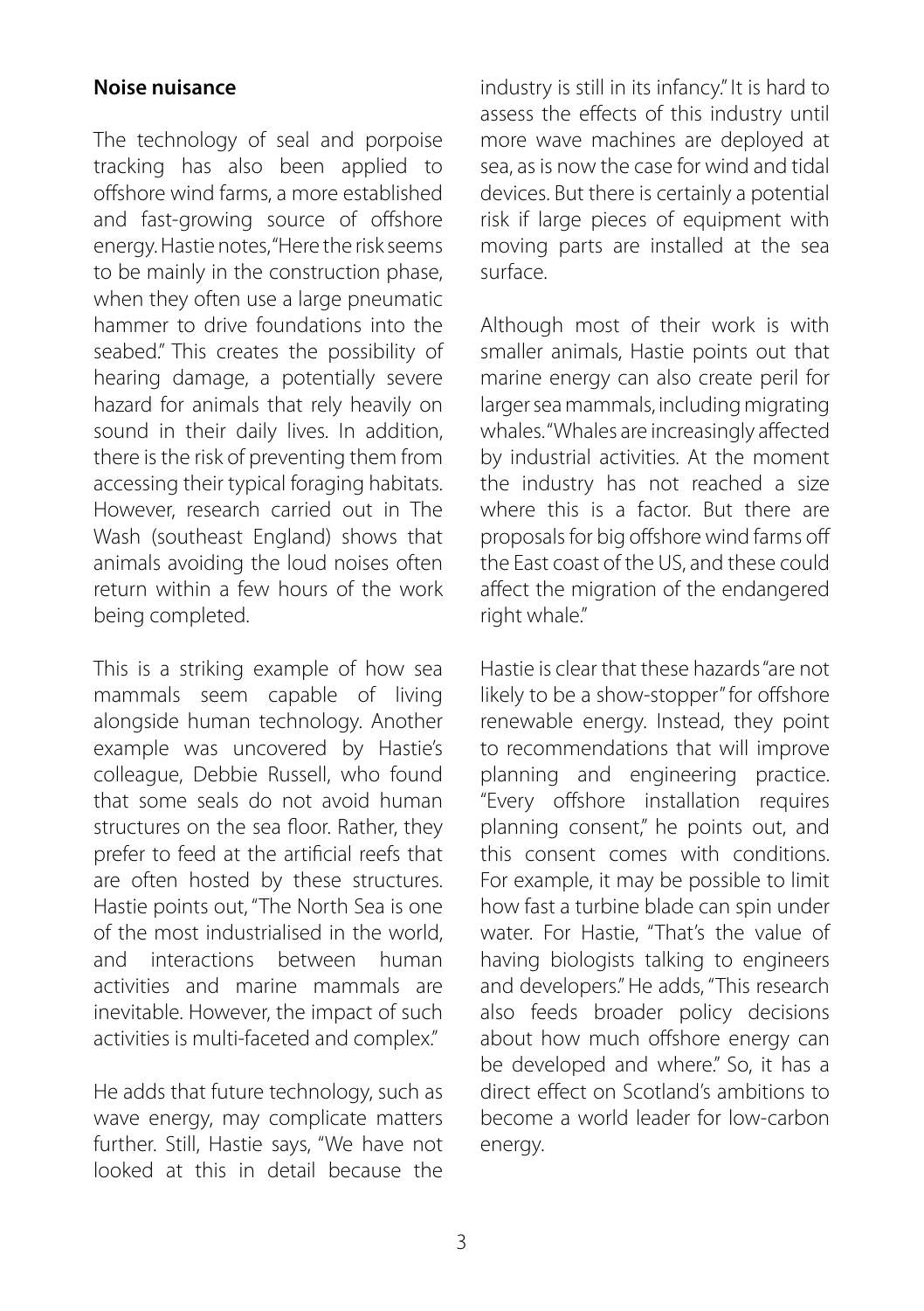**Noise nuisance**

The technology of seal and porpoise tracking has also been applied to offshore wind farms, a more established and fast-growing source of offshore energy. Hastie notes, "Here the risk seems to be mainly in the construction phase, when they often use a large pneumatic hammer to drive foundations into the seabed." This creates the possibility of hearing damage, a potentially severe hazard for animals that rely heavily on sound in their daily lives. In addition, there is the risk of preventing them from accessing their typical foraging habitats. However, research carried out in The Wash (southeast England) shows that animals avoiding the loud noises often return within a few hours of the work being completed.

This is a striking example of how sea mammals seem capable of living alongside human technology. Another example was uncovered by Hastie's colleague, Debbie Russell, who found that some seals do not avoid human structures on the sea floor. Rather, they prefer to feed at the artificial reefs that are often hosted by these structures. Hastie points out, "The North Sea is one of the most industrialised in the world, and interactions between human activities and marine mammals are inevitable. However, the impact of such activities is multi-faceted and complex."

He adds that future technology, such as wave energy, may complicate matters further. Still, Hastie says, "We have not looked at this in detail because the industry is still in its infancy." It is hard to assess the effects of this industry until more wave machines are deployed at sea, as is now the case for wind and tidal devices. But there is certainly a potential risk if large pieces of equipment with moving parts are installed at the sea surface.

Although most of their work is with smaller animals, Hastie points out that marine energy can also create peril for larger sea mammals, including migrating whales. "Whales are increasingly affected by industrial activities. At the moment the industry has not reached a size where this is a factor. But there are proposals for big offshore wind farms off the East coast of the US, and these could affect the migration of the endangered right whale."

Hastie is clear that these hazards "are not likely to be a show-stopper" for offshore renewable energy. Instead, they point to recommendations that will improve planning and engineering practice. "Every offshore installation requires planning consent," he points out, and this consent comes with conditions. For example, it may be possible to limit how fast a turbine blade can spin under water. For Hastie, "That's the value of having biologists talking to engineers and developers." He adds, "This research also feeds broader policy decisions about how much offshore energy can be developed and where." So, it has a direct effect on Scotland's ambitions to become a world leader for low-carbon energy.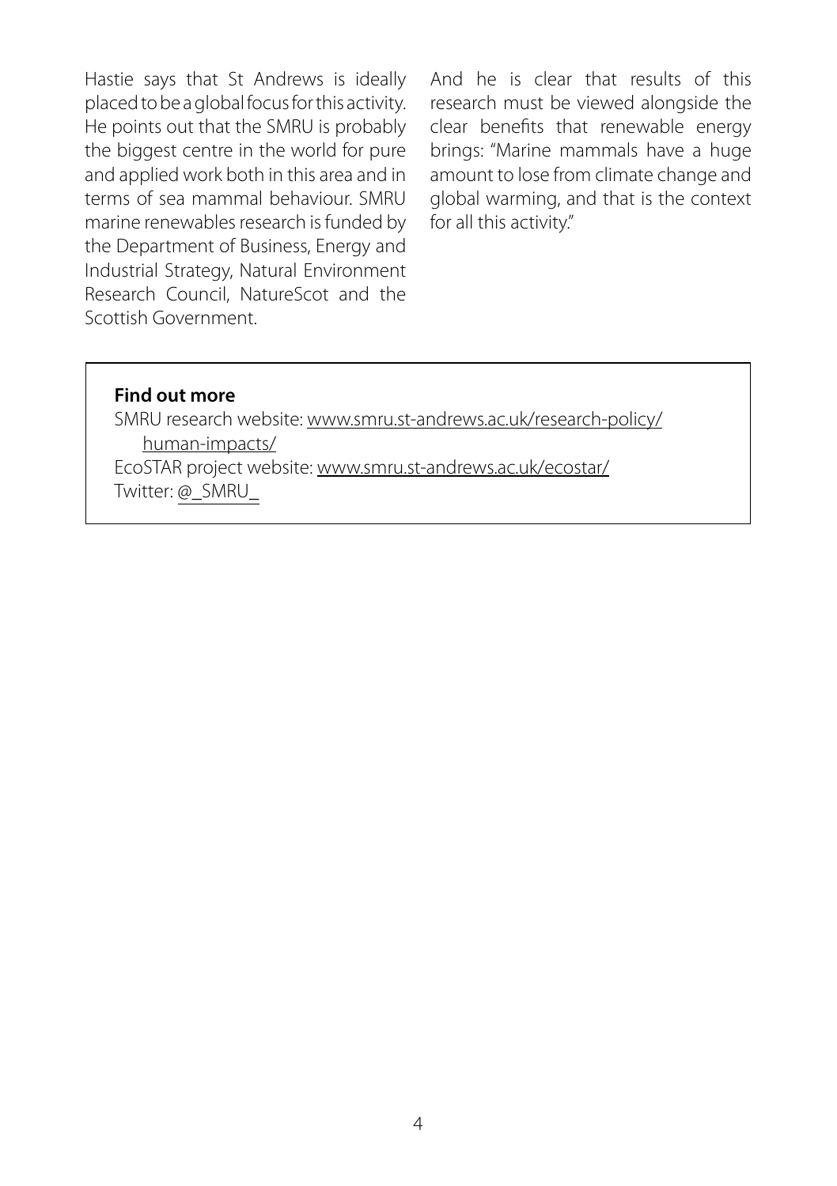Hastie says that St Andrews is ideally placed to be a global focus for this activity. He points out that the SMRU is probably the biggest centre in the world for pure and applied work both in this area and in terms of sea mammal behaviour. SMRU marine renewables research is funded by the Department of Business, Energy and Industrial Strategy, Natural Environment Research Council, NatureScot and the Scottish Government.

And he is clear that results of this research must be viewed alongside the clear benefits that renewable energy brings: "Marine mammals have a huge amount to lose from climate change and global warming, and that is the context for all this activity."

**Find out more**

SMRU research website: www.smru.st-andrews.ac.uk/research-policy/human-impacts/
EcoSTAR project website: www.smru.st-andrews.ac.uk/ecostar/
Twitter: @_SMRU_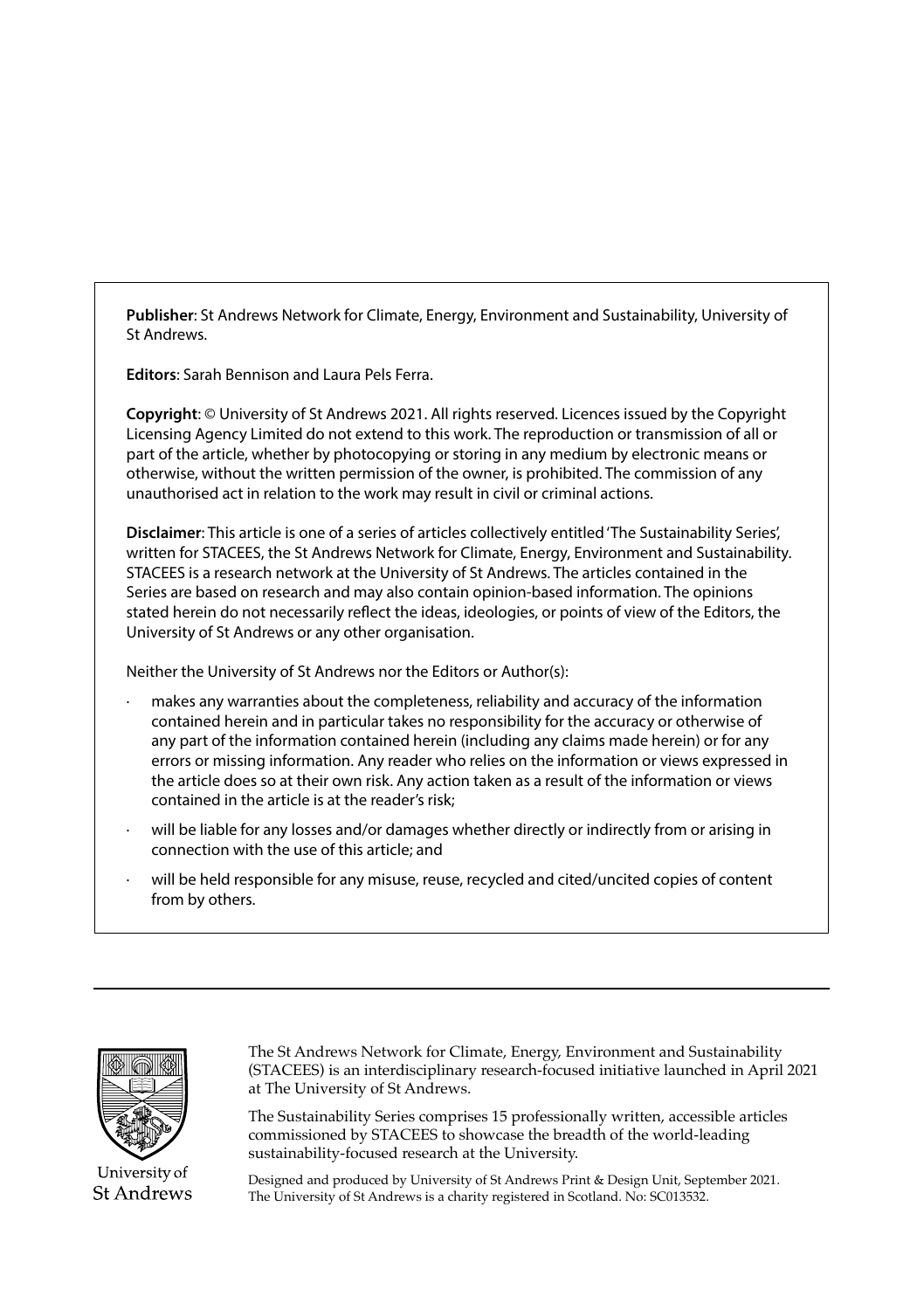**Publisher**: St Andrews Network for Climate, Energy, Environment and Sustainability, University of St Andrews.

**Editors**: Sarah Bennison and Laura Pels Ferra.

**Copyright**: © University of St Andrews 2021. All rights reserved. Licences issued by the Copyright Licensing Agency Limited do not extend to this work. The reproduction or transmission of all or part of the article, whether by photocopying or storing in any medium by electronic means or otherwise, without the written permission of the owner, is prohibited. The commission of any unauthorised act in relation to the work may result in civil or criminal actions.

**Disclaimer**: This article is one of a series of articles collectively entitled 'The Sustainability Series', written for STACEES, the St Andrews Network for Climate, Energy, Environment and Sustainability. STACEES is a research network at the University of St Andrews. The articles contained in the Series are based on research and may also contain opinion-based information. The opinions stated herein do not necessarily reflect the ideas, ideologies, or points of view of the Editors, the University of St Andrews or any other organisation.

Neither the University of St Andrews nor the Editors or Author(s):

- makes any warranties about the completeness, reliability and accuracy of the information contained herein and in particular takes no responsibility for the accuracy or otherwise of any part of the information contained herein (including any claims made herein) or for any errors or missing information. Any reader who relies on the information or views expressed in the article does so at their own risk. Any action taken as a result of the information or views contained in the article is at the reader's risk;
- will be liable for any losses and/or damages whether directly or indirectly from or arising in connection with the use of this article; and
- will be held responsible for any misuse, reuse, recycled and cited/uncited copies of content from by others.

---

University of St Andrews

The St Andrews Network for Climate, Energy, Environment and Sustainability (STACEES) is an interdisciplinary research-focused initiative launched in April 2021 at The University of St Andrews.

The Sustainability Series comprises 15 professionally written, accessible articles commissioned by STACEES to showcase the breadth of the world-leading sustainability-focused research at the University.

Designed and produced by University of St Andrews Print & Design Unit, September 2021.
The University of St Andrews is a charity registered in Scotland. No: SC013532.